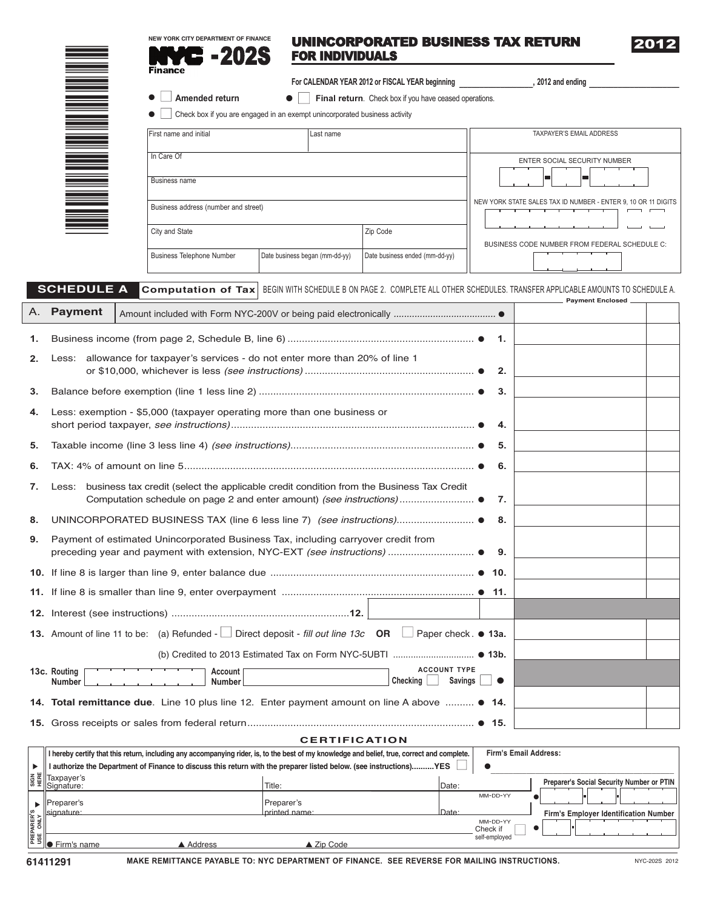NEW YORK CITY DEPARTMENT OF FINANCE

# NYC -202S

Finance

# UNINCORPORATED BUSINESS TAX RETURN FOR INDIVIDUALS

**2012**

For CALENDAR YEAR 2012 or FISCAL YEAR beginning __________, 2012 and ending __________

● ☐ **Amended return** ● ☐ **Final return**. Check box if you have ceased operations.

● ☐ Check box if you are engaged in an exempt unincorporated business activity

| First name and initial | Last name | TAXPAYER'S EMAIL ADDRESS |
|---|---|---|
| In Care Of | | ENTER SOCIAL SECURITY NUMBER |
| Business name | | |
| Business address (number and street) | | NEW YORK STATE SALES TAX ID NUMBER - ENTER 9, 10 OR 11 DIGITS |
| City and State | Zip Code | |
| Business Telephone Number | Date business began (mm-dd-yy) / Date business ended (mm-dd-yy) | BUSINESS CODE NUMBER FROM FEDERAL SCHEDULE C: |

## SCHEDULE A Computation of Tax

BEGIN WITH SCHEDULE B ON PAGE 2. COMPLETE ALL OTHER SCHEDULES. TRANSFER APPLICABLE AMOUNTS TO SCHEDULE A.

| | | | Payment Enclosed |
|---|---|---|---|
| **A.** | **Payment** Amount included with Form NYC-200V or being paid electronically ● | | |
| **1.** | Business income (from page 2, Schedule B, line 6) ● | **1.** | |
| **2.** | Less: allowance for taxpayer's services - do not enter more than 20% of line 1 or $10,000, whichever is less *(see instructions)* ● | **2.** | |
| **3.** | Balance before exemption (line 1 less line 2) ● | **3.** | |
| **4.** | Less: exemption - $5,000 (taxpayer operating more than one business or short period taxpayer, *see instructions)* ● | **4.** | |
| **5.** | Taxable income (line 3 less line 4) *(see instructions)* ● | **5.** | |
| **6.** | TAX: 4% of amount on line 5 ● | **6.** | |
| **7.** | Less: business tax credit (select the applicable credit condition from the Business Tax Credit Computation schedule on page 2 and enter amount) *(see instructions)* ● | **7.** | |
| **8.** | UNINCORPORATED BUSINESS TAX (line 6 less line 7) *(see instructions)* ● | **8.** | |
| **9.** | Payment of estimated Unincorporated Business Tax, including carryover credit from preceding year and payment with extension, NYC-EXT *(see instructions)* ● | **9.** | |
| **10.** | If line 8 is larger than line 9, enter balance due ● | **10.** | |
| **11.** | If line 8 is smaller than line 9, enter overpayment ● | **11.** | |
| **12.** | Interest (see instructions) **12.** | | |
| **13.** | Amount of line 11 to be: (a) Refunded - ☐ Direct deposit - *fill out line 13c* **OR** ☐ Paper check ● | **13a.** | |
| | (b) Credited to 2013 Estimated Tax on Form NYC-5UBTI ● | **13b.** | |
| **13c.** | Routing Number ______ Account Number ______ ACCOUNT TYPE Checking ☐ Savings ☐ ● | | |
| **14.** | **Total remittance due**. Line 10 plus line 12. Enter payment amount on line A above ● | **14.** | |
| **15.** | Gross receipts or sales from federal return ● | **15.** | |

## CERTIFICATION

I hereby certify that this return, including any accompanying rider, is, to the best of my knowledge and belief, true, correct and complete.

I authorize the Department of Finance to discuss this return with the preparer listed below. (see instructions)..........YES ☐

Firm's Email Address: ●

SIGN HERE: Taxpayer's Signature: ______ Title: ______ Date: ______

PREPARER'S USE ONLY: Preparer's signature: ______ Preparer's printed name: ______ Date: ______ MM-DD-YY Check if self-employed ☐

● Firm's name ▲ Address ▲ Zip Code

Preparer's Social Security Number or PTIN ●

Firm's Employer Identification Number ●

61411291

**MAKE REMITTANCE PAYABLE TO: NYC DEPARTMENT OF FINANCE. SEE REVERSE FOR MAILING INSTRUCTIONS.**

NYC-202S 2012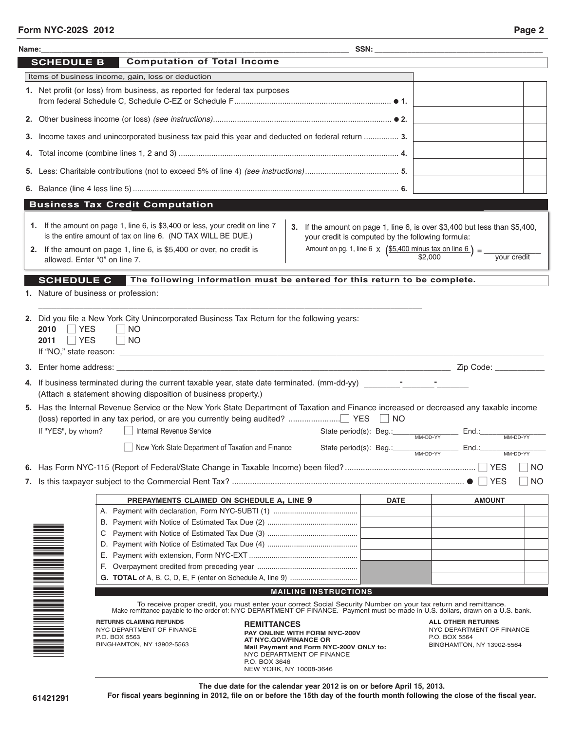Form NYC-202S 2012

Name:______________________________ SSN: ______________________

## SCHEDULE B Computation of Total Income

| Items of business income, gain, loss or deduction | | |
|---|---|---|
| 1. Net profit (or loss) from business, as reported for federal tax purposes from federal Schedule C, Schedule C-EZ or Schedule F ● 1. | | |
| 2. Other business income (or loss) *(see instructions)* ● 2. | | |
| 3. Income taxes and unincorporated business tax paid this year and deducted on federal return 3. | | |
| 4. Total income (combine lines 1, 2 and 3) 4. | | |
| 5. Less: Charitable contributions (not to exceed 5% of line 4) *(see instructions)* 5. | | |
| 6. Balance (line 4 less line 5) 6. | | |

## Business Tax Credit Computation

1. If the amount on page 1, line 6, is $3,400 or less, your credit on line 7 is the entire amount of tax on line 6. (NO TAX WILL BE DUE.)
2. If the amount on page 1, line 6, is $5,400 or over, no credit is allowed. Enter "0" on line 7.
3. If the amount on page 1, line 6, is over $3,400 but less than $5,400, your credit is computed by the following formula:

$$\text{Amount on pg. 1, line 6} \times \left(\frac{\$5{,}400 \text{ minus tax on line 6}}{\$2{,}000}\right) = \underline{\qquad\qquad} \text{ your credit}$$

## SCHEDULE C The following information must be entered for this return to be complete.

1. Nature of business or profession: ______________________________

2. Did you file a New York City Unincorporated Business Tax Return for the following years:
   - 2010 ☐ YES ☐ NO
   - 2011 ☐ YES ☐ NO

   If "NO," state reason: ______________________________

3. Enter home address: ______________________________ Zip Code: ___________

4. If business terminated during the current taxable year, state date terminated. (mm-dd-yy) _______-_______-_______ (Attach a statement showing disposition of business property.)

5. Has the Internal Revenue Service or the New York State Department of Taxation and Finance increased or decreased any taxable income (loss) reported in any tax period, or are you currently being audited? ☐ YES ☐ NO

   If "YES", by whom?
   - ☐ Internal Revenue Service — State period(s): Beg.:________ (MM-DD-YY) End.:________ (MM-DD-YY)
   - ☐ New York State Department of Taxation and Finance — State period(s): Beg.:________ (MM-DD-YY) End.:________ (MM-DD-YY)

6. Has Form NYC-115 (Report of Federal/State Change in Taxable Income) been filed? ☐ YES ☐ NO

7. Is this taxpayer subject to the Commercial Rent Tax? ● ☐ YES ☐ NO

| PREPAYMENTS CLAIMED ON SCHEDULE A, LINE 9 | DATE | AMOUNT | |
|---|---|---|---|
| A. Payment with declaration, Form NYC-5UBTI (1) | | | |
| B. Payment with Notice of Estimated Tax Due (2) | | | |
| C Payment with Notice of Estimated Tax Due (3) | | | |
| D. Payment with Notice of Estimated Tax Due (4) | | | |
| E. Payment with extension, Form NYC-EXT | | | |
| F. Overpayment credited from preceding year | | | |
| **G. TOTAL** of A, B, C, D, E, F (enter on Schedule A, line 9) | | | |

## MAILING INSTRUCTIONS

To receive proper credit, you must enter your correct Social Security Number on your tax return and remittance.
Make remittance payable to the order of: NYC DEPARTMENT OF FINANCE. Payment must be made in U.S. dollars, drawn on a U.S. bank.

**RETURNS CLAIMING REFUNDS**
NYC DEPARTMENT OF FINANCE
P.O. BOX 5563
BINGHAMTON, NY 13902-5563

**REMITTANCES**
**PAY ONLINE WITH FORM NYC-200V AT NYC.GOV/FINANCE OR**
**Mail Payment and Form NYC-200V ONLY to:**
NYC DEPARTMENT OF FINANCE
P.O. BOX 3646
NEW YORK, NY 10008-3646

**ALL OTHER RETURNS**
NYC DEPARTMENT OF FINANCE
P.O. BOX 5564
BINGHAMTON, NY 13902-5564

**The due date for the calendar year 2012 is on or before April 15, 2013.**
**For fiscal years beginning in 2012, file on or before the 15th day of the fourth month following the close of the fiscal year.**

61421291